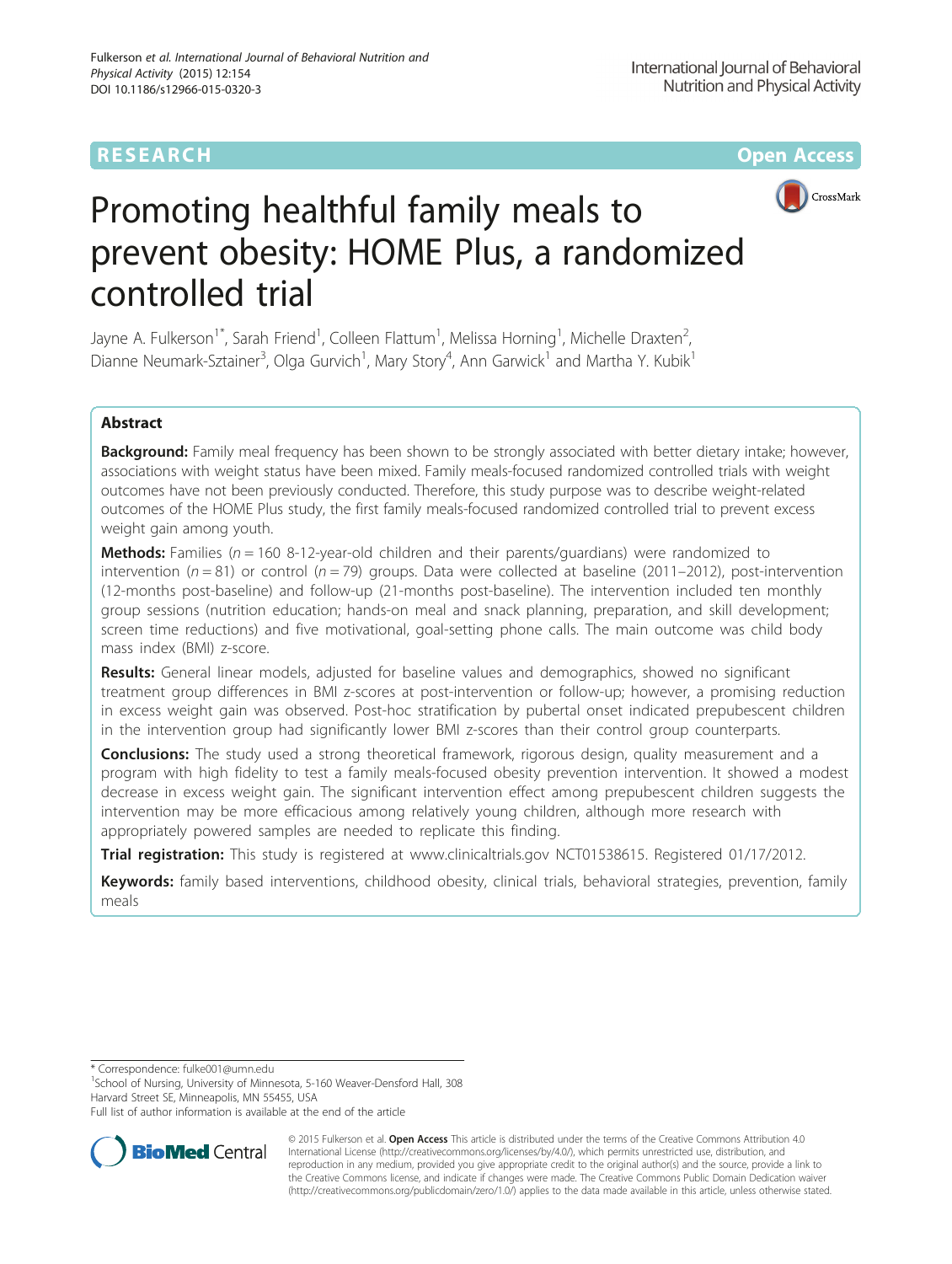RESEARCH Open Access

# Promoting healthful family meals to prevent obesity: HOME Plus, a randomized controlled trial

Jayne A. Fulkerson[1*], Sarah Friend[1], Colleen Flattum[1], Melissa Horning[1], Michelle Draxten[2], Dianne Neumark-Sztainer[3], Olga Gurvich[1], Mary Story[4], Ann Garwick[1] and Martha Y. Kubik[1]

## Abstract

**Background:** Family meal frequency has been shown to be strongly associated with better dietary intake; however, associations with weight status have been mixed. Family meals-focused randomized controlled trials with weight outcomes have not been previously conducted. Therefore, this study purpose was to describe weight-related outcomes of the HOME Plus study, the first family meals-focused randomized controlled trial to prevent excess weight gain among youth.

**Methods:** Families ($n = 160$ 8-12-year-old children and their parents/guardians) were randomized to intervention ($n = 81$) or control ($n = 79$) groups. Data were collected at baseline (2011–2012), post-intervention (12-months post-baseline) and follow-up (21-months post-baseline). The intervention included ten monthly group sessions (nutrition education; hands-on meal and snack planning, preparation, and skill development; screen time reductions) and five motivational, goal-setting phone calls. The main outcome was child body mass index (BMI) z-score.

**Results:** General linear models, adjusted for baseline values and demographics, showed no significant treatment group differences in BMI z-scores at post-intervention or follow-up; however, a promising reduction in excess weight gain was observed. Post-hoc stratification by pubertal onset indicated prepubescent children in the intervention group had significantly lower BMI z-scores than their control group counterparts.

**Conclusions:** The study used a strong theoretical framework, rigorous design, quality measurement and a program with high fidelity to test a family meals-focused obesity prevention intervention. It showed a modest decrease in excess weight gain. The significant intervention effect among prepubescent children suggests the intervention may be more efficacious among relatively young children, although more research with appropriately powered samples are needed to replicate this finding.

**Trial registration:** This study is registered at www.clinicaltrials.gov NCT01538615. Registered 01/17/2012.

**Keywords:** family based interventions, childhood obesity, clinical trials, behavioral strategies, prevention, family meals

---

* Correspondence: fulke001@umn.edu
[1]School of Nursing, University of Minnesota, 5-160 Weaver-Densford Hall, 308 Harvard Street SE, Minneapolis, MN 55455, USA
Full list of author information is available at the end of the article

© 2015 Fulkerson et al. **Open Access** This article is distributed under the terms of the Creative Commons Attribution 4.0 International License (http://creativecommons.org/licenses/by/4.0/), which permits unrestricted use, distribution, and reproduction in any medium, provided you give appropriate credit to the original author(s) and the source, provide a link to the Creative Commons license, and indicate if changes were made. The Creative Commons Public Domain Dedication waiver (http://creativecommons.org/publicdomain/zero/1.0/) applies to the data made available in this article, unless otherwise stated.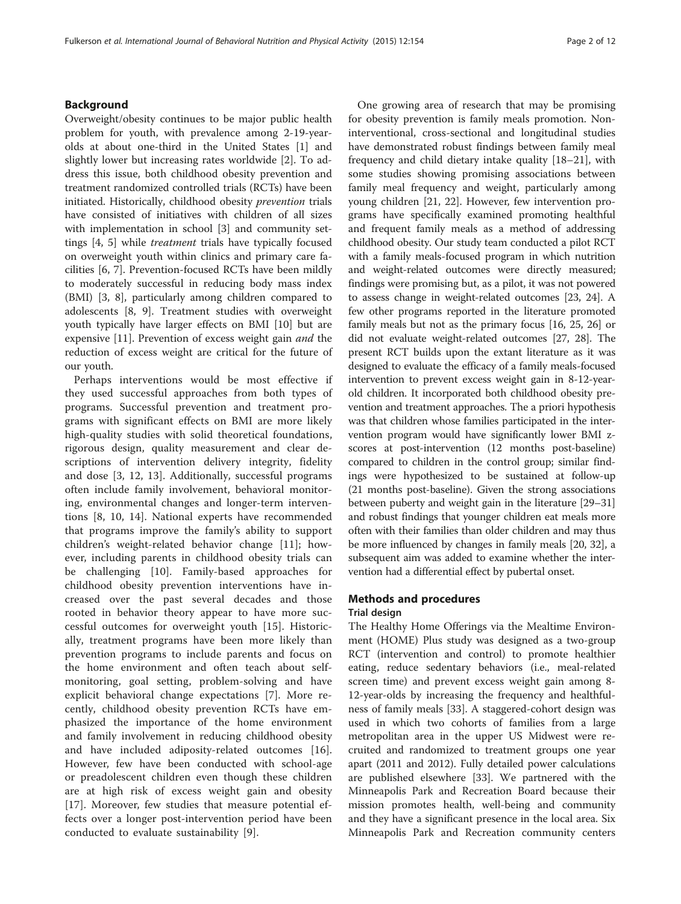## Background

Overweight/obesity continues to be major public health problem for youth, with prevalence among 2-19-year-olds at about one-third in the United States [1] and slightly lower but increasing rates worldwide [2]. To address this issue, both childhood obesity prevention and treatment randomized controlled trials (RCTs) have been initiated. Historically, childhood obesity *prevention* trials have consisted of initiatives with children of all sizes with implementation in school [3] and community settings [4, 5] while *treatment* trials have typically focused on overweight youth within clinics and primary care facilities [6, 7]. Prevention-focused RCTs have been mildly to moderately successful in reducing body mass index (BMI) [3, 8], particularly among children compared to adolescents [8, 9]. Treatment studies with overweight youth typically have larger effects on BMI [10] but are expensive [11]. Prevention of excess weight gain *and* the reduction of excess weight are critical for the future of our youth.

Perhaps interventions would be most effective if they used successful approaches from both types of programs. Successful prevention and treatment programs with significant effects on BMI are more likely high-quality studies with solid theoretical foundations, rigorous design, quality measurement and clear descriptions of intervention delivery integrity, fidelity and dose [3, 12, 13]. Additionally, successful programs often include family involvement, behavioral monitoring, environmental changes and longer-term interventions [8, 10, 14]. National experts have recommended that programs improve the family's ability to support children's weight-related behavior change [11]; however, including parents in childhood obesity trials can be challenging [10]. Family-based approaches for childhood obesity prevention interventions have increased over the past several decades and those rooted in behavior theory appear to have more successful outcomes for overweight youth [15]. Historically, treatment programs have been more likely than prevention programs to include parents and focus on the home environment and often teach about self-monitoring, goal setting, problem-solving and have explicit behavioral change expectations [7]. More recently, childhood obesity prevention RCTs have emphasized the importance of the home environment and family involvement in reducing childhood obesity and have included adiposity-related outcomes [16]. However, few have been conducted with school-age or preadolescent children even though these children are at high risk of excess weight gain and obesity [17]. Moreover, few studies that measure potential effects over a longer post-intervention period have been conducted to evaluate sustainability [9].

One growing area of research that may be promising for obesity prevention is family meals promotion. Non-interventional, cross-sectional and longitudinal studies have demonstrated robust findings between family meal frequency and child dietary intake quality [18–21], with some studies showing promising associations between family meal frequency and weight, particularly among young children [21, 22]. However, few intervention programs have specifically examined promoting healthful and frequent family meals as a method of addressing childhood obesity. Our study team conducted a pilot RCT with a family meals-focused program in which nutrition and weight-related outcomes were directly measured; findings were promising but, as a pilot, it was not powered to assess change in weight-related outcomes [23, 24]. A few other programs reported in the literature promoted family meals but not as the primary focus [16, 25, 26] or did not evaluate weight-related outcomes [27, 28]. The present RCT builds upon the extant literature as it was designed to evaluate the efficacy of a family meals-focused intervention to prevent excess weight gain in 8-12-year-old children. It incorporated both childhood obesity prevention and treatment approaches. The a priori hypothesis was that children whose families participated in the intervention program would have significantly lower BMI z-scores at post-intervention (12 months post-baseline) compared to children in the control group; similar findings were hypothesized to be sustained at follow-up (21 months post-baseline). Given the strong associations between puberty and weight gain in the literature [29–31] and robust findings that younger children eat meals more often with their families than older children and may thus be more influenced by changes in family meals [20, 32], a subsequent aim was added to examine whether the intervention had a differential effect by pubertal onset.

## Methods and procedures

### Trial design

The Healthy Home Offerings via the Mealtime Environment (HOME) Plus study was designed as a two-group RCT (intervention and control) to promote healthier eating, reduce sedentary behaviors (i.e., meal-related screen time) and prevent excess weight gain among 8-12-year-olds by increasing the frequency and healthfulness of family meals [33]. A staggered-cohort design was used in which two cohorts of families from a large metropolitan area in the upper US Midwest were recruited and randomized to treatment groups one year apart (2011 and 2012). Fully detailed power calculations are published elsewhere [33]. We partnered with the Minneapolis Park and Recreation Board because their mission promotes health, well-being and community and they have a significant presence in the local area. Six Minneapolis Park and Recreation community centers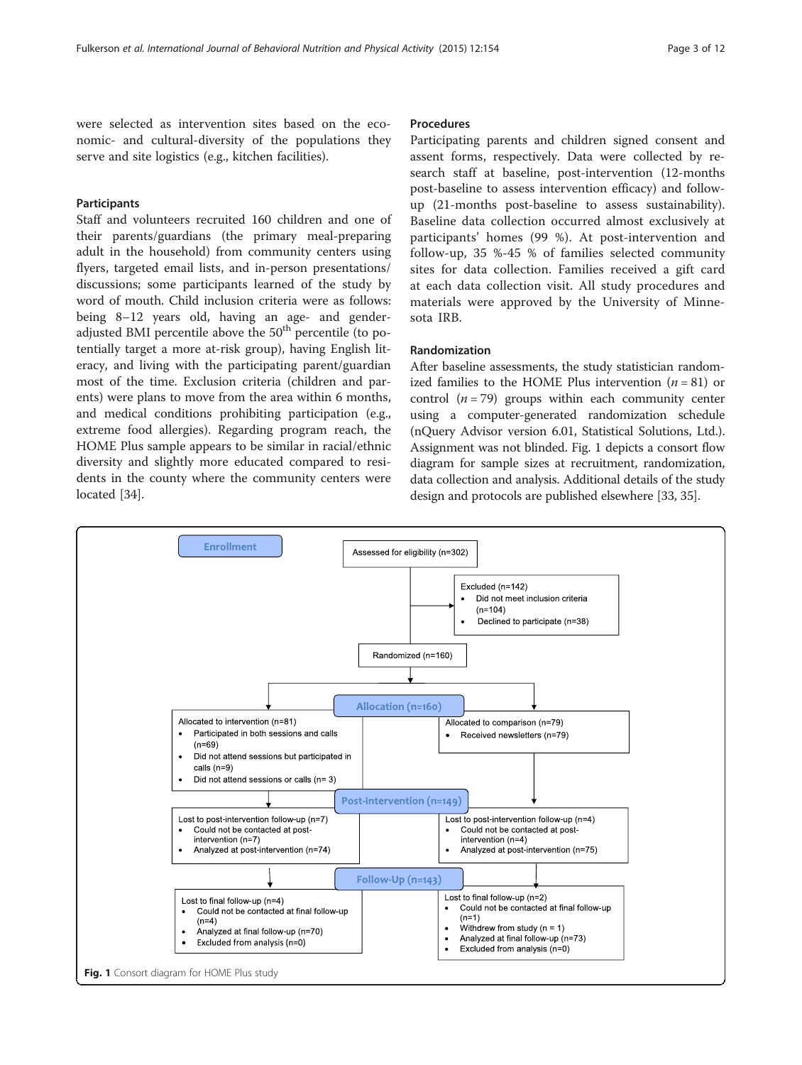were selected as intervention sites based on the economic- and cultural-diversity of the populations they serve and site logistics (e.g., kitchen facilities).

### Participants

Staff and volunteers recruited 160 children and one of their parents/guardians (the primary meal-preparing adult in the household) from community centers using flyers, targeted email lists, and in-person presentations/discussions; some participants learned of the study by word of mouth. Child inclusion criteria were as follows: being 8–12 years old, having an age- and gender-adjusted BMI percentile above the 50[th] percentile (to potentially target a more at-risk group), having English literacy, and living with the participating parent/guardian most of the time. Exclusion criteria (children and parents) were plans to move from the area within 6 months, and medical conditions prohibiting participation (e.g., extreme food allergies). Regarding program reach, the HOME Plus sample appears to be similar in racial/ethnic diversity and slightly more educated compared to residents in the county where the community centers were located [34].

### Procedures

Participating parents and children signed consent and assent forms, respectively. Data were collected by research staff at baseline, post-intervention (12-months post-baseline to assess intervention efficacy) and follow-up (21-months post-baseline to assess sustainability). Baseline data collection occurred almost exclusively at participants' homes (99 %). At post-intervention and follow-up, 35 %-45 % of families selected community sites for data collection. Families received a gift card at each data collection visit. All study procedures and materials were approved by the University of Minnesota IRB.

### Randomization

After baseline assessments, the study statistician randomized families to the HOME Plus intervention ($n = 81$) or control ($n = 79$) groups within each community center using a computer-generated randomization schedule (nQuery Advisor version 6.01, Statistical Solutions, Ltd.). Assignment was not blinded. Fig. 1 depicts a consort flow diagram for sample sizes at recruitment, randomization, data collection and analysis. Additional details of the study design and protocols are published elsewhere [33, 35].

**Enrollment**

- Assessed for eligibility (n=302)
- Excluded (n=142)
  - Did not meet inclusion criteria (n=104)
  - Declined to participate (n=38)
- Randomized (n=160)

**Allocation (n=160)**

- Allocated to intervention (n=81)
  - Participated in both sessions and calls (n=69)
  - Did not attend sessions but participated in calls (n=9)
  - Did not attend sessions or calls (n= 3)
- Allocated to comparison (n=79)
  - Received newsletters (n=79)

**Post-Intervention (n=149)**

- Intervention: Lost to post-intervention follow-up (n=7)
  - Could not be contacted at post-intervention (n=7)
  - Analyzed at post-intervention (n=74)
- Comparison: Lost to post-intervention follow-up (n=4)
  - Could not be contacted at post-intervention (n=4)
  - Analyzed at post-intervention (n=75)

**Follow-Up (n=143)**

- Intervention: Lost to final follow-up (n=4)
  - Could not be contacted at final follow-up (n=4)
  - Analyzed at final follow-up (n=70)
  - Excluded from analysis (n=0)
- Comparison: Lost to final follow-up (n=2)
  - Could not be contacted at final follow-up (n=1)
  - Withdrew from study (n = 1)
  - Analyzed at final follow-up (n=73)
  - Excluded from analysis (n=0)

**Fig. 1** Consort diagram for HOME Plus study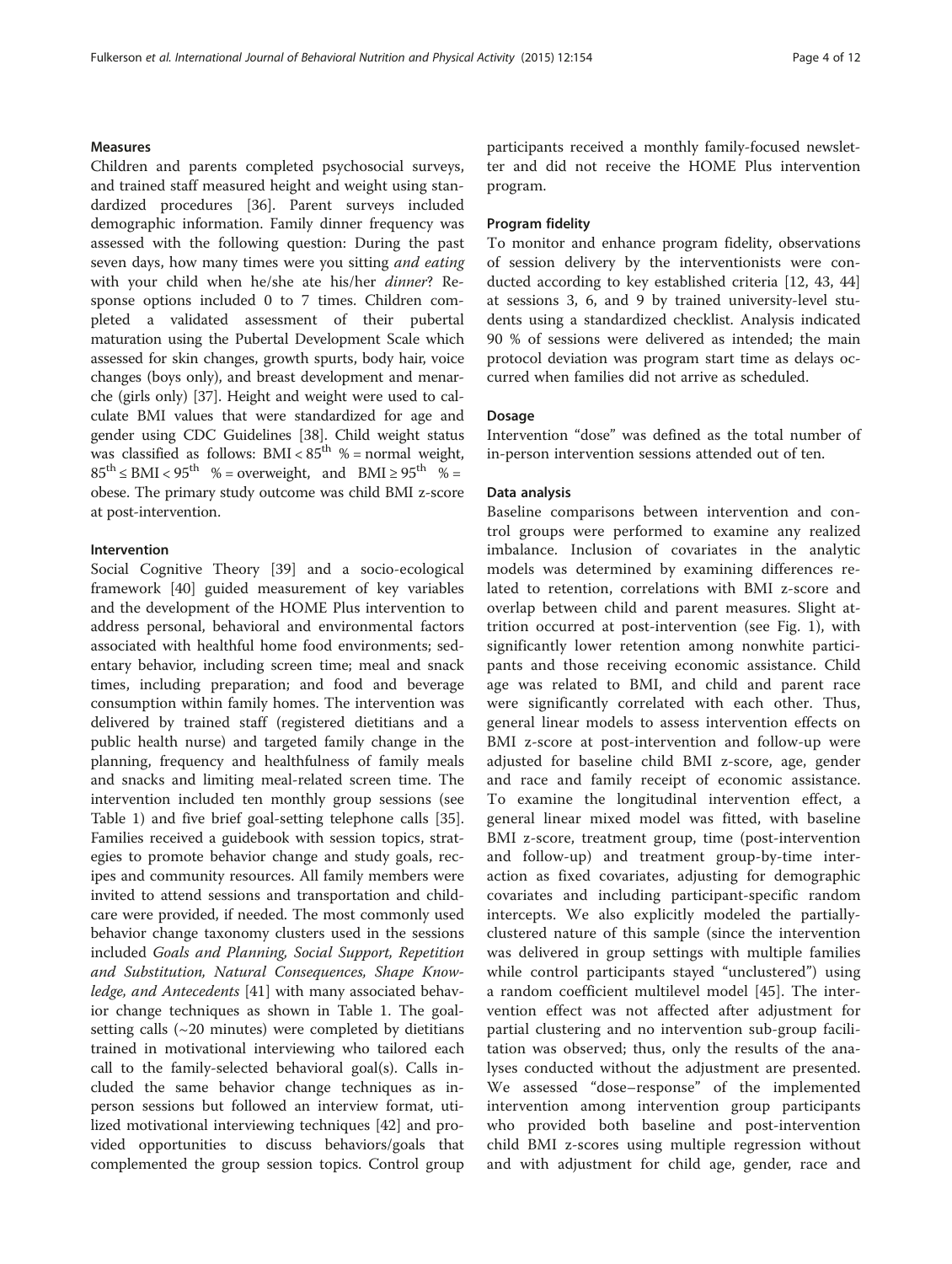#### Measures

Children and parents completed psychosocial surveys, and trained staff measured height and weight using standardized procedures [36]. Parent surveys included demographic information. Family dinner frequency was assessed with the following question: During the past seven days, how many times were you sitting *and eating* with your child when he/she ate his/her *dinner*? Response options included 0 to 7 times. Children completed a validated assessment of their pubertal maturation using the Pubertal Development Scale which assessed for skin changes, growth spurts, body hair, voice changes (boys only), and breast development and menarche (girls only) [37]. Height and weight were used to calculate BMI values that were standardized for age and gender using CDC Guidelines [38]. Child weight status was classified as follows: BMI < $85^{th}$ % = normal weight, $85^{th} \leq$ BMI < $95^{th}$ % = overweight, and BMI $\geq 95^{th}$ % = obese. The primary study outcome was child BMI z-score at post-intervention.

#### Intervention

Social Cognitive Theory [39] and a socio-ecological framework [40] guided measurement of key variables and the development of the HOME Plus intervention to address personal, behavioral and environmental factors associated with healthful home food environments; sedentary behavior, including screen time; meal and snack times, including preparation; and food and beverage consumption within family homes. The intervention was delivered by trained staff (registered dietitians and a public health nurse) and targeted family change in the planning, frequency and healthfulness of family meals and snacks and limiting meal-related screen time. The intervention included ten monthly group sessions (see Table 1) and five brief goal-setting telephone calls [35]. Families received a guidebook with session topics, strategies to promote behavior change and study goals, recipes and community resources. All family members were invited to attend sessions and transportation and childcare were provided, if needed. The most commonly used behavior change taxonomy clusters used in the sessions included *Goals and Planning, Social Support, Repetition and Substitution, Natural Consequences, Shape Knowledge, and Antecedents* [41] with many associated behavior change techniques as shown in Table 1. The goal-setting calls (~20 minutes) were completed by dietitians trained in motivational interviewing who tailored each call to the family-selected behavioral goal(s). Calls included the same behavior change techniques as in-person sessions but followed an interview format, utilized motivational interviewing techniques [42] and provided opportunities to discuss behaviors/goals that complemented the group session topics. Control group participants received a monthly family-focused newsletter and did not receive the HOME Plus intervention program.

#### Program fidelity

To monitor and enhance program fidelity, observations of session delivery by the interventionists were conducted according to key established criteria [12, 43, 44] at sessions 3, 6, and 9 by trained university-level students using a standardized checklist. Analysis indicated 90 % of sessions were delivered as intended; the main protocol deviation was program start time as delays occurred when families did not arrive as scheduled.

#### Dosage

Intervention "dose" was defined as the total number of in-person intervention sessions attended out of ten.

#### Data analysis

Baseline comparisons between intervention and control groups were performed to examine any realized imbalance. Inclusion of covariates in the analytic models was determined by examining differences related to retention, correlations with BMI z-score and overlap between child and parent measures. Slight attrition occurred at post-intervention (see Fig. 1), with significantly lower retention among nonwhite participants and those receiving economic assistance. Child age was related to BMI, and child and parent race were significantly correlated with each other. Thus, general linear models to assess intervention effects on BMI z-score at post-intervention and follow-up were adjusted for baseline child BMI z-score, age, gender and race and family receipt of economic assistance. To examine the longitudinal intervention effect, a general linear mixed model was fitted, with baseline BMI z-score, treatment group, time (post-intervention and follow-up) and treatment group-by-time interaction as fixed covariates, adjusting for demographic covariates and including participant-specific random intercepts. We also explicitly modeled the partially-clustered nature of this sample (since the intervention was delivered in group settings with multiple families while control participants stayed "unclustered") using a random coefficient multilevel model [45]. The intervention effect was not affected after adjustment for partial clustering and no intervention sub-group facilitation was observed; thus, only the results of the analyses conducted without the adjustment are presented. We assessed "dose–response" of the implemented intervention among intervention group participants who provided both baseline and post-intervention child BMI z-scores using multiple regression without and with adjustment for child age, gender, race and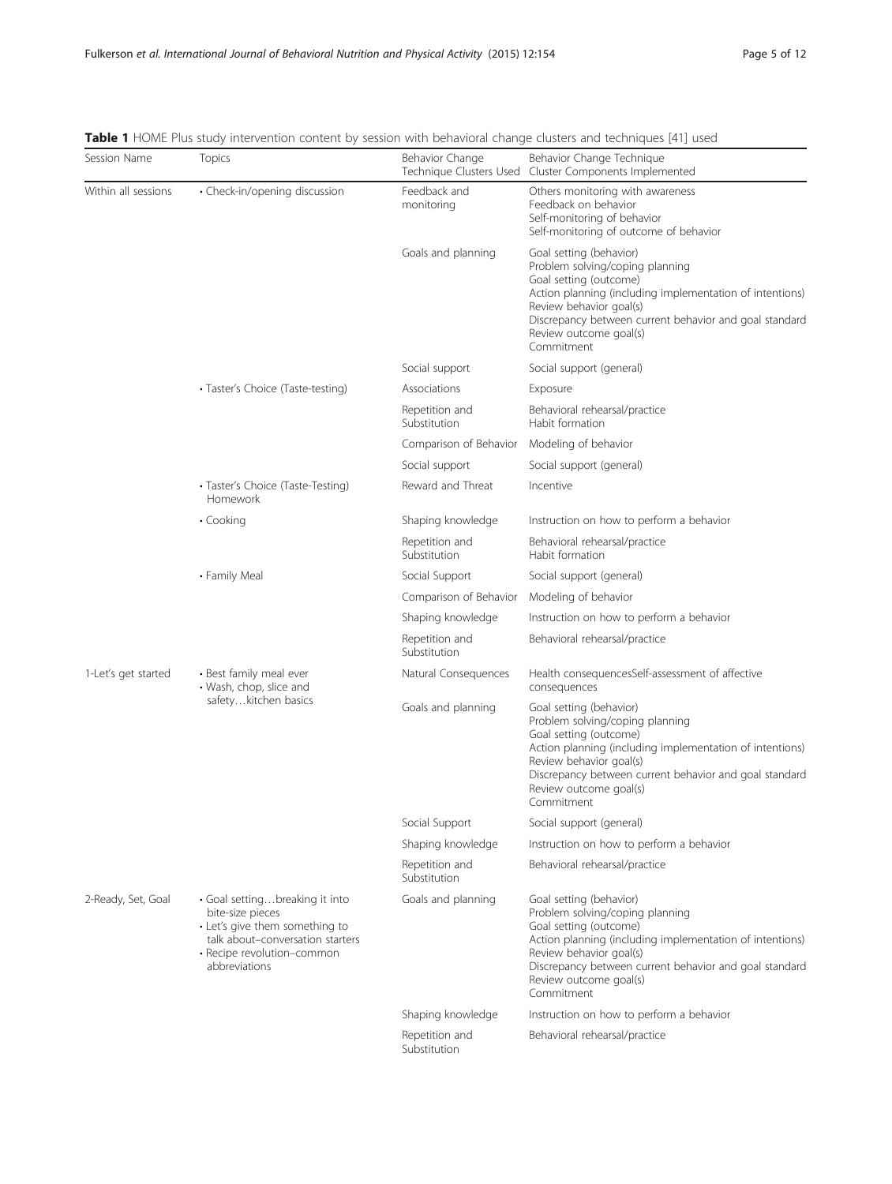**Table 1** HOME Plus study intervention content by session with behavioral change clusters and techniques [41] used

| Session Name | Topics | Behavior Change Technique Clusters Used | Behavior Change Technique Cluster Components Implemented |
| --- | --- | --- | --- |
| Within all sessions | • Check-in/opening discussion | Feedback and monitoring | Others monitoring with awareness<br>Feedback on behavior<br>Self-monitoring of behavior<br>Self-monitoring of outcome of behavior |
| | | Goals and planning | Goal setting (behavior)<br>Problem solving/coping planning<br>Goal setting (outcome)<br>Action planning (including implementation of intentions)<br>Review behavior goal(s)<br>Discrepancy between current behavior and goal standard<br>Review outcome goal(s)<br>Commitment |
| | | Social support | Social support (general) |
| | • Taster's Choice (Taste-testing) | Associations | Exposure |
| | | Repetition and Substitution | Behavioral rehearsal/practice<br>Habit formation |
| | | Comparison of Behavior | Modeling of behavior |
| | | Social support | Social support (general) |
| | • Taster's Choice (Taste-Testing) Homework | Reward and Threat | Incentive |
| | • Cooking | Shaping knowledge | Instruction on how to perform a behavior |
| | | Repetition and Substitution | Behavioral rehearsal/practice<br>Habit formation |
| | • Family Meal | Social Support | Social support (general) |
| | | Comparison of Behavior | Modeling of behavior |
| | | Shaping knowledge | Instruction on how to perform a behavior |
| | | Repetition and Substitution | Behavioral rehearsal/practice |
| 1-Let's get started | • Best family meal ever<br>• Wash, chop, slice and safety…kitchen basics | Natural Consequences | Health consequencesSelf-assessment of affective consequences |
| | | Goals and planning | Goal setting (behavior)<br>Problem solving/coping planning<br>Goal setting (outcome)<br>Action planning (including implementation of intentions)<br>Review behavior goal(s)<br>Discrepancy between current behavior and goal standard<br>Review outcome goal(s)<br>Commitment |
| | | Social Support | Social support (general) |
| | | Shaping knowledge | Instruction on how to perform a behavior |
| | | Repetition and Substitution | Behavioral rehearsal/practice |
| 2-Ready, Set, Goal | • Goal setting…breaking it into bite-size pieces<br>• Let's give them something to talk about–conversation starters<br>• Recipe revolution–common abbreviations | Goals and planning | Goal setting (behavior)<br>Problem solving/coping planning<br>Goal setting (outcome)<br>Action planning (including implementation of intentions)<br>Review behavior goal(s)<br>Discrepancy between current behavior and goal standard<br>Review outcome goal(s)<br>Commitment |
| | | Shaping knowledge | Instruction on how to perform a behavior |
| | | Repetition and Substitution | Behavioral rehearsal/practice |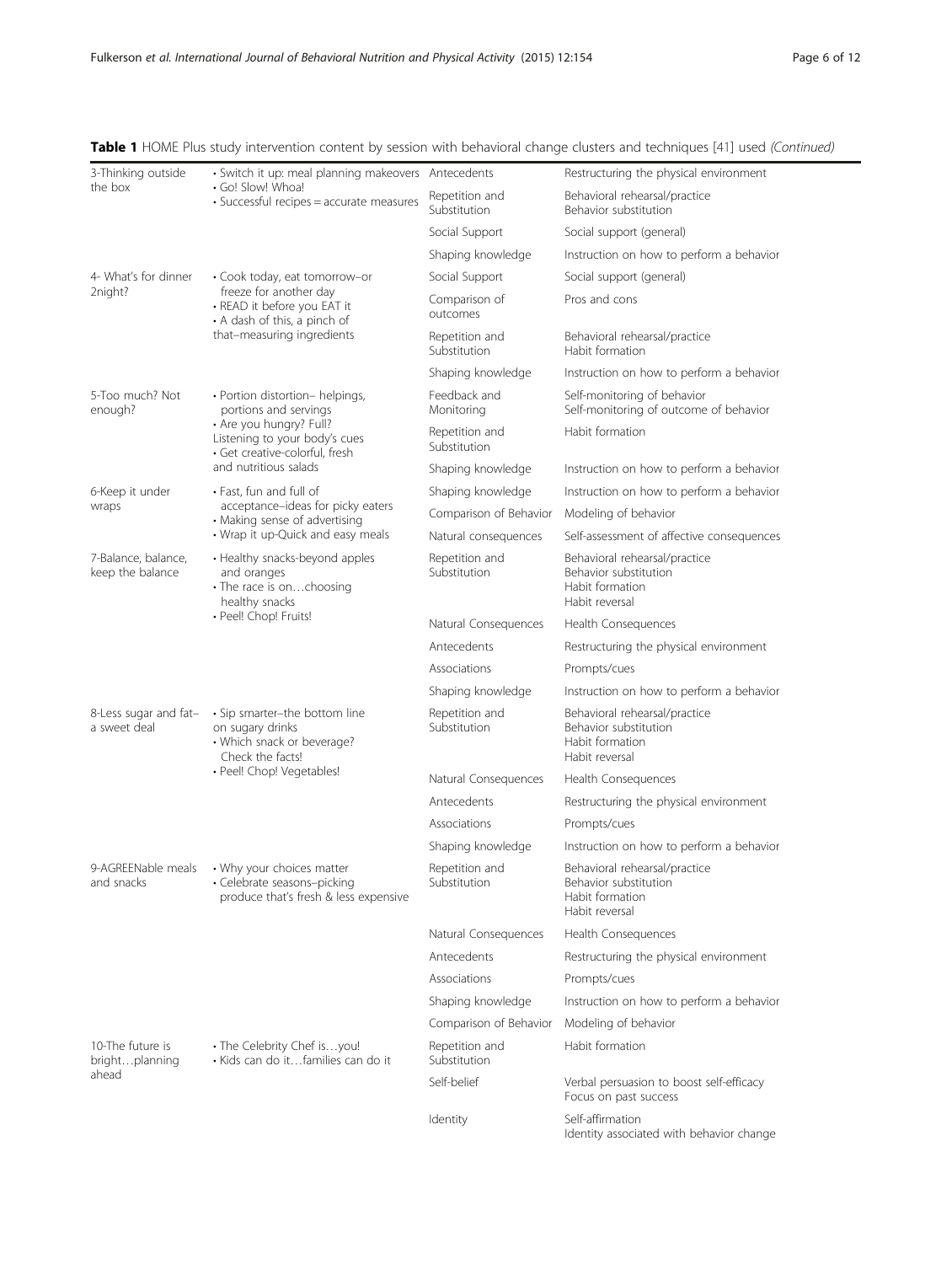**Table 1** HOME Plus study intervention content by session with behavioral change clusters and techniques [41] used *(Continued)*

| | | | |
|---|---|---|---|
| 3-Thinking outside the box | • Switch it up: meal planning makeovers<br>• Go! Slow! Whoa!<br>• Successful recipes = accurate measures | Antecedents | Restructuring the physical environment |
| | | Repetition and Substitution | Behavioral rehearsal/practice<br>Behavior substitution |
| | | Social Support | Social support (general) |
| | | Shaping knowledge | Instruction on how to perform a behavior |
| 4- What's for dinner 2night? | • Cook today, eat tomorrow–or freeze for another day<br>• READ it before you EAT it<br>• A dash of this, a pinch of that–measuring ingredients | Social Support | Social support (general) |
| | | Comparison of outcomes | Pros and cons |
| | | Repetition and Substitution | Behavioral rehearsal/practice<br>Habit formation |
| | | Shaping knowledge | Instruction on how to perform a behavior |
| 5-Too much? Not enough? | • Portion distortion– helpings, portions and servings<br>• Are you hungry? Full? Listening to your body's cues<br>• Get creative-colorful, fresh and nutritious salads | Feedback and Monitoring | Self-monitoring of behavior<br>Self-monitoring of outcome of behavior |
| | | Repetition and Substitution | Habit formation |
| | | Shaping knowledge | Instruction on how to perform a behavior |
| 6-Keep it under wraps | • Fast, fun and full of acceptance–ideas for picky eaters<br>• Making sense of advertising<br>• Wrap it up-Quick and easy meals | Shaping knowledge | Instruction on how to perform a behavior |
| | | Comparison of Behavior | Modeling of behavior |
| | | Natural consequences | Self-assessment of affective consequences |
| 7-Balance, balance, keep the balance | • Healthy snacks-beyond apples and oranges<br>• The race is on…choosing healthy snacks<br>• Peel! Chop! Fruits! | Repetition and Substitution | Behavioral rehearsal/practice<br>Behavior substitution<br>Habit formation<br>Habit reversal |
| | | Natural Consequences | Health Consequences |
| | | Antecedents | Restructuring the physical environment |
| | | Associations | Prompts/cues |
| | | Shaping knowledge | Instruction on how to perform a behavior |
| 8-Less sugar and fat– a sweet deal | • Sip smarter–the bottom line on sugary drinks<br>• Which snack or beverage? Check the facts!<br>• Peel! Chop! Vegetables! | Repetition and Substitution | Behavioral rehearsal/practice<br>Behavior substitution<br>Habit formation<br>Habit reversal |
| | | Natural Consequences | Health Consequences |
| | | Antecedents | Restructuring the physical environment |
| | | Associations | Prompts/cues |
| | | Shaping knowledge | Instruction on how to perform a behavior |
| 9-AGREENable meals and snacks | • Why your choices matter<br>• Celebrate seasons–picking produce that's fresh & less expensive | Repetition and Substitution | Behavioral rehearsal/practice<br>Behavior substitution<br>Habit formation<br>Habit reversal |
| | | Natural Consequences | Health Consequences |
| | | Antecedents | Restructuring the physical environment |
| | | Associations | Prompts/cues |
| | | Shaping knowledge | Instruction on how to perform a behavior |
| | | Comparison of Behavior | Modeling of behavior |
| 10-The future is bright…planning ahead | • The Celebrity Chef is…you!<br>• Kids can do it…families can do it | Repetition and Substitution | Habit formation |
| | | Self-belief | Verbal persuasion to boost self-efficacy<br>Focus on past success |
| | | Identity | Self-affirmation<br>Identity associated with behavior change |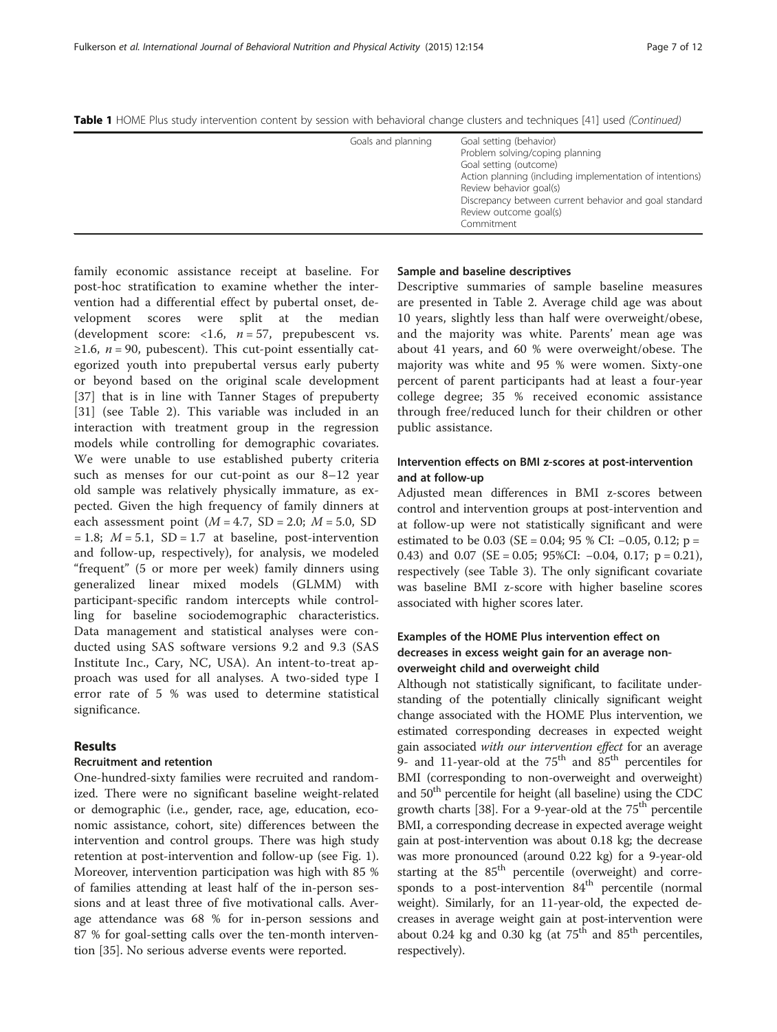**Table 1** HOME Plus study intervention content by session with behavioral change clusters and techniques [41] used *(Continued)*

| | | |
|---|---|---|
| | Goals and planning | Goal setting (behavior)<br>Problem solving/coping planning<br>Goal setting (outcome)<br>Action planning (including implementation of intentions)<br>Review behavior goal(s)<br>Discrepancy between current behavior and goal standard<br>Review outcome goal(s)<br>Commitment |

family economic assistance receipt at baseline. For post-hoc stratification to examine whether the intervention had a differential effect by pubertal onset, development scores were split at the median (development score: <1.6, $n = 57$, prepubescent vs. ≥1.6, $n = 90$, pubescent). This cut-point essentially categorized youth into prepubertal versus early puberty or beyond based on the original scale development [37] that is in line with Tanner Stages of prepuberty [31] (see Table 2). This variable was included in an interaction with treatment group in the regression models while controlling for demographic covariates. We were unable to use established puberty criteria such as menses for our cut-point as our 8–12 year old sample was relatively physically immature, as expected. Given the high frequency of family dinners at each assessment point ($M = 4.7$, SD = 2.0; $M = 5.0$, SD = 1.8; $M = 5.1$, SD = 1.7 at baseline, post-intervention and follow-up, respectively), for analysis, we modeled "frequent" (5 or more per week) family dinners using generalized linear mixed models (GLMM) with participant-specific random intercepts while controlling for baseline sociodemographic characteristics. Data management and statistical analyses were conducted using SAS software versions 9.2 and 9.3 (SAS Institute Inc., Cary, NC, USA). An intent-to-treat approach was used for all analyses. A two-sided type I error rate of 5 % was used to determine statistical significance.

## Results

### Recruitment and retention

One-hundred-sixty families were recruited and randomized. There were no significant baseline weight-related or demographic (i.e., gender, race, age, education, economic assistance, cohort, site) differences between the intervention and control groups. There was high study retention at post-intervention and follow-up (see Fig. 1). Moreover, intervention participation was high with 85 % of families attending at least half of the in-person sessions and at least three of five motivational calls. Average attendance was 68 % for in-person sessions and 87 % for goal-setting calls over the ten-month intervention [35]. No serious adverse events were reported.

### Sample and baseline descriptives

Descriptive summaries of sample baseline measures are presented in Table 2. Average child age was about 10 years, slightly less than half were overweight/obese, and the majority was white. Parents' mean age was about 41 years, and 60 % were overweight/obese. The majority was white and 95 % were women. Sixty-one percent of parent participants had at least a four-year college degree; 35 % received economic assistance through free/reduced lunch for their children or other public assistance.

### Intervention effects on BMI z-scores at post-intervention and at follow-up

Adjusted mean differences in BMI z-scores between control and intervention groups at post-intervention and at follow-up were not statistically significant and were estimated to be 0.03 (SE = 0.04; 95 % CI: −0.05, 0.12; $p = 0.43$) and 0.07 (SE = 0.05; 95%CI: −0.04, 0.17; $p = 0.21$), respectively (see Table 3). The only significant covariate was baseline BMI z-score with higher baseline scores associated with higher scores later.

### Examples of the HOME Plus intervention effect on decreases in excess weight gain for an average non-overweight child and overweight child

Although not statistically significant, to facilitate understanding of the potentially clinically significant weight change associated with the HOME Plus intervention, we estimated corresponding decreases in expected weight gain associated *with our intervention effect* for an average 9- and 11-year-old at the 75th and 85th percentiles for BMI (corresponding to non-overweight and overweight) and 50th percentile for height (all baseline) using the CDC growth charts [38]. For a 9-year-old at the 75th percentile BMI, a corresponding decrease in expected average weight gain at post-intervention was about 0.18 kg; the decrease was more pronounced (around 0.22 kg) for a 9-year-old starting at the 85th percentile (overweight) and corresponds to a post-intervention 84th percentile (normal weight). Similarly, for an 11-year-old, the expected decreases in average weight gain at post-intervention were about 0.24 kg and 0.30 kg (at 75th and 85th percentiles, respectively).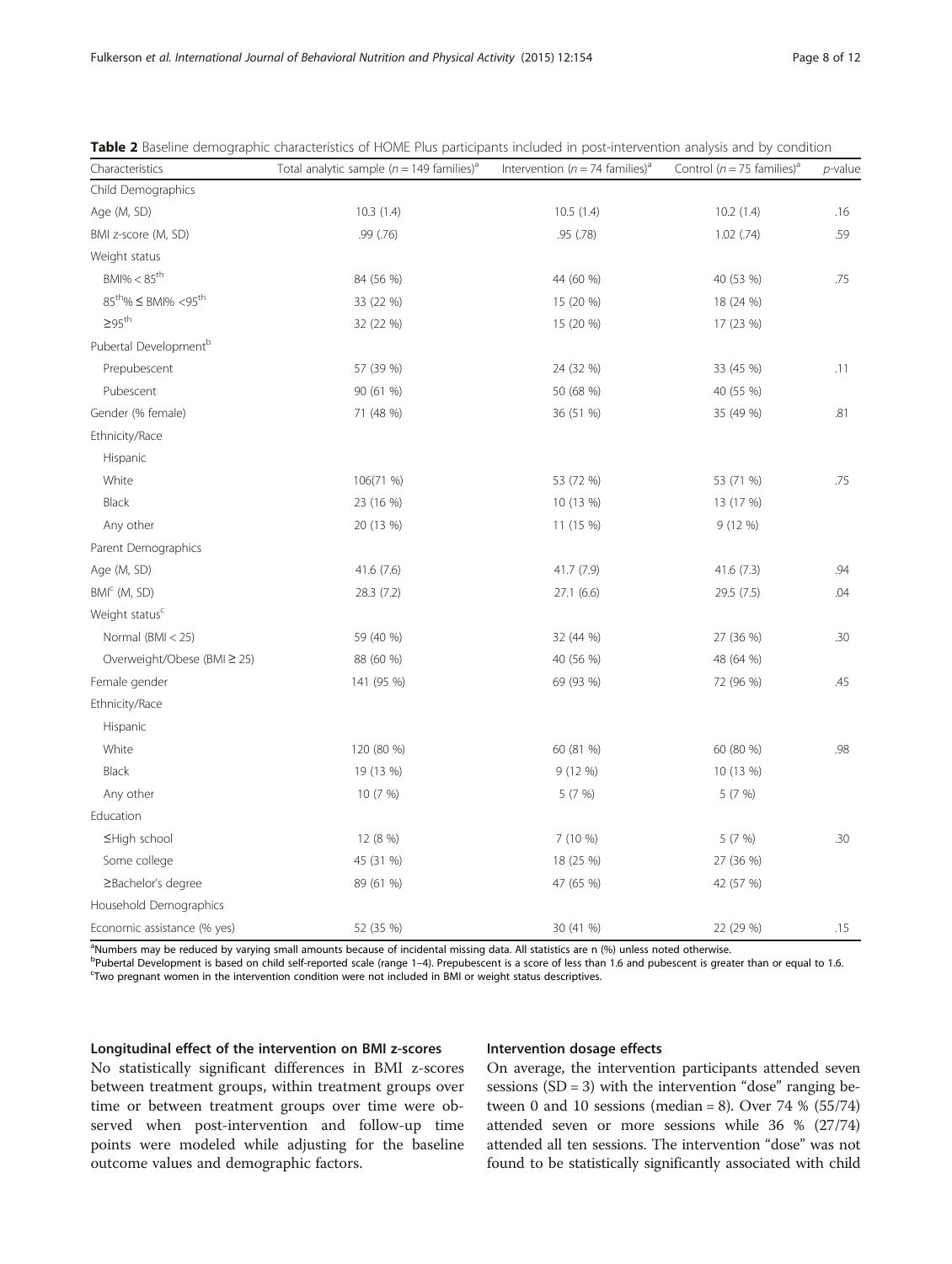**Table 2** Baseline demographic characteristics of HOME Plus participants included in post-intervention analysis and by condition

| Characteristics | Total analytic sample ($n$ = 149 families)[a] | Intervention ($n$ = 74 families)[a] | Control ($n$ = 75 families)[a] | $p$-value |
|---|---|---|---|---|
| Child Demographics | | | | |
| Age (M, SD) | 10.3 (1.4) | 10.5 (1.4) | 10.2 (1.4) | .16 |
| BMI z-score (M, SD) | .99 (.76) | .95 (.78) | 1.02 (.74) | .59 |
| Weight status | | | | |
| BMI% < 85$^{th}$ | 84 (56 %) | 44 (60 %) | 40 (53 %) | .75 |
| 85$^{th}$% ≤ BMI% <95$^{th}$ | 33 (22 %) | 15 (20 %) | 18 (24 %) | |
| ≥95$^{th}$ | 32 (22 %) | 15 (20 %) | 17 (23 %) | |
| Pubertal Development[b] | | | | |
| Prepubescent | 57 (39 %) | 24 (32 %) | 33 (45 %) | .11 |
| Pubescent | 90 (61 %) | 50 (68 %) | 40 (55 %) | |
| Gender (% female) | 71 (48 %) | 36 (51 %) | 35 (49 %) | .81 |
| Ethnicity/Race | | | | |
| Hispanic | | | | |
| White | 106(71 %) | 53 (72 %) | 53 (71 %) | .75 |
| Black | 23 (16 %) | 10 (13 %) | 13 (17 %) | |
| Any other | 20 (13 %) | 11 (15 %) | 9 (12 %) | |
| Parent Demographics | | | | |
| Age (M, SD) | 41.6 (7.6) | 41.7 (7.9) | 41.6 (7.3) | .94 |
| BMI[c] (M, SD) | 28.3 (7.2) | 27.1 (6.6) | 29.5 (7.5) | .04 |
| Weight status[c] | | | | |
| Normal (BMI < 25) | 59 (40 %) | 32 (44 %) | 27 (36 %) | .30 |
| Overweight/Obese (BMI ≥ 25) | 88 (60 %) | 40 (56 %) | 48 (64 %) | |
| Female gender | 141 (95 %) | 69 (93 %) | 72 (96 %) | .45 |
| Ethnicity/Race | | | | |
| Hispanic | | | | |
| White | 120 (80 %) | 60 (81 %) | 60 (80 %) | .98 |
| Black | 19 (13 %) | 9 (12 %) | 10 (13 %) | |
| Any other | 10 (7 %) | 5 (7 %) | 5 (7 %) | |
| Education | | | | |
| ≤High school | 12 (8 %) | 7 (10 %) | 5 (7 %) | .30 |
| Some college | 45 (31 %) | 18 (25 %) | 27 (36 %) | |
| ≥Bachelor's degree | 89 (61 %) | 47 (65 %) | 42 (57 %) | |
| Household Demographics | | | | |
| Economic assistance (% yes) | 52 (35 %) | 30 (41 %) | 22 (29 %) | .15 |

[a]Numbers may be reduced by varying small amounts because of incidental missing data. All statistics are n (%) unless noted otherwise.
[b]Pubertal Development is based on child self-reported scale (range 1–4). Prepubescent is a score of less than 1.6 and pubescent is greater than or equal to 1.6.
[c]Two pregnant women in the intervention condition were not included in BMI or weight status descriptives.

#### Longitudinal effect of the intervention on BMI z-scores

No statistically significant differences in BMI z-scores between treatment groups, within treatment groups over time or between treatment groups over time were observed when post-intervention and follow-up time points were modeled while adjusting for the baseline outcome values and demographic factors.

#### Intervention dosage effects

On average, the intervention participants attended seven sessions (SD = 3) with the intervention "dose" ranging between 0 and 10 sessions (median = 8). Over 74 % (55/74) attended seven or more sessions while 36 % (27/74) attended all ten sessions. The intervention "dose" was not found to be statistically significantly associated with child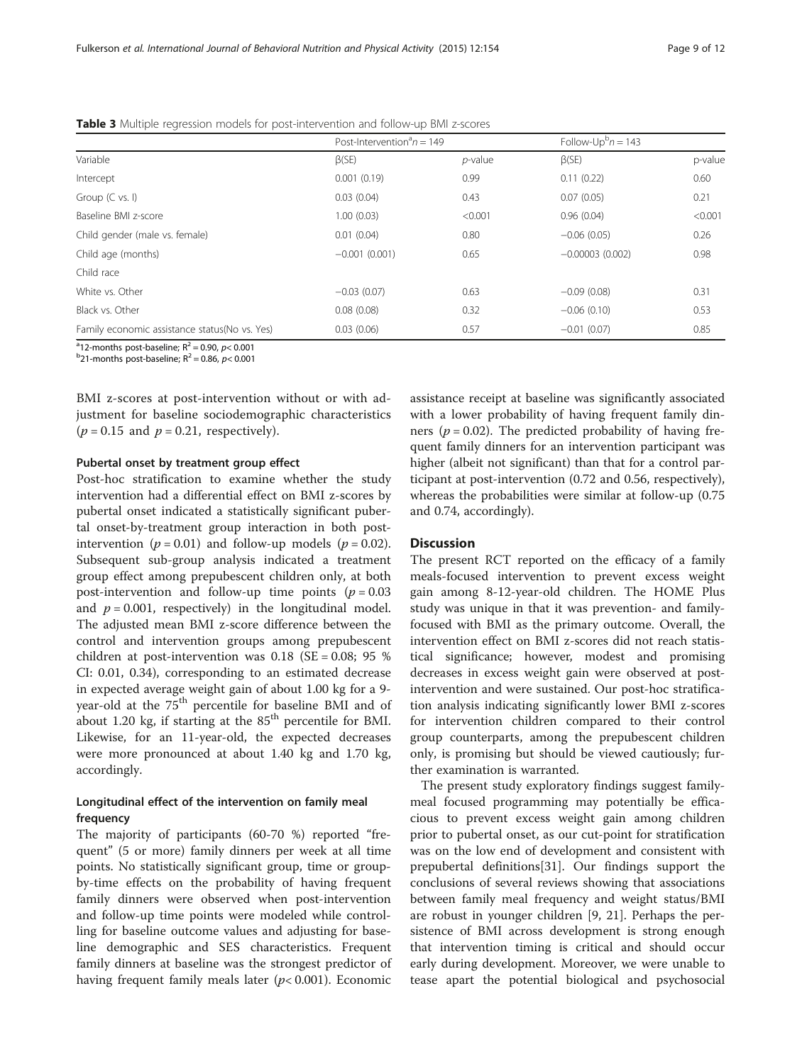**Table 3** Multiple regression models for post-intervention and follow-up BMI z-scores

| | Post-Intervention[a] $n = 149$ | | Follow-Up[b] $n = 143$ | |
|---|---|---|---|---|
| Variable | β(SE) | *p*-value | β(SE) | p-value |
| Intercept | 0.001 (0.19) | 0.99 | 0.11 (0.22) | 0.60 |
| Group (C vs. I) | 0.03 (0.04) | 0.43 | 0.07 (0.05) | 0.21 |
| Baseline BMI z-score | 1.00 (0.03) | <0.001 | 0.96 (0.04) | <0.001 |
| Child gender (male vs. female) | 0.01 (0.04) | 0.80 | −0.06 (0.05) | 0.26 |
| Child age (months) | −0.001 (0.001) | 0.65 | −0.00003 (0.002) | 0.98 |
| Child race | | | | |
| White vs. Other | −0.03 (0.07) | 0.63 | −0.09 (0.08) | 0.31 |
| Black vs. Other | 0.08 (0.08) | 0.32 | −0.06 (0.10) | 0.53 |
| Family economic assistance status(No vs. Yes) | 0.03 (0.06) | 0.57 | −0.01 (0.07) | 0.85 |

[a]12-months post-baseline; $R^2 = 0.90$, $p < 0.001$
[b]21-months post-baseline; $R^2 = 0.86$, $p < 0.001$

BMI z-scores at post-intervention without or with adjustment for baseline sociodemographic characteristics ($p = 0.15$ and $p = 0.21$, respectively).

### Pubertal onset by treatment group effect

Post-hoc stratification to examine whether the study intervention had a differential effect on BMI z-scores by pubertal onset indicated a statistically significant pubertal onset-by-treatment group interaction in both post-intervention ($p = 0.01$) and follow-up models ($p = 0.02$). Subsequent sub-group analysis indicated a treatment group effect among prepubescent children only, at both post-intervention and follow-up time points ($p = 0.03$ and $p = 0.001$, respectively) in the longitudinal model. The adjusted mean BMI z-score difference between the control and intervention groups among prepubescent children at post-intervention was 0.18 (SE = 0.08; 95 % CI: 0.01, 0.34), corresponding to an estimated decrease in expected average weight gain of about 1.00 kg for a 9-year-old at the 75th percentile for baseline BMI and of about 1.20 kg, if starting at the 85th percentile for BMI. Likewise, for an 11-year-old, the expected decreases were more pronounced at about 1.40 kg and 1.70 kg, accordingly.

### Longitudinal effect of the intervention on family meal frequency

The majority of participants (60-70 %) reported "frequent" (5 or more) family dinners per week at all time points. No statistically significant group, time or group-by-time effects on the probability of having frequent family dinners were observed when post-intervention and follow-up time points were modeled while controlling for baseline outcome values and adjusting for baseline demographic and SES characteristics. Frequent family dinners at baseline was the strongest predictor of having frequent family meals later ($p < 0.001$). Economic assistance receipt at baseline was significantly associated with a lower probability of having frequent family dinners ($p = 0.02$). The predicted probability of having frequent family dinners for an intervention participant was higher (albeit not significant) than that for a control participant at post-intervention (0.72 and 0.56, respectively), whereas the probabilities were similar at follow-up (0.75 and 0.74, accordingly).

## Discussion

The present RCT reported on the efficacy of a family meals-focused intervention to prevent excess weight gain among 8-12-year-old children. The HOME Plus study was unique in that it was prevention- and family-focused with BMI as the primary outcome. Overall, the intervention effect on BMI z-scores did not reach statistical significance; however, modest and promising decreases in excess weight gain were observed at post-intervention and were sustained. Our post-hoc stratification analysis indicating significantly lower BMI z-scores for intervention children compared to their control group counterparts, among the prepubescent children only, is promising but should be viewed cautiously; further examination is warranted.

The present study exploratory findings suggest family-meal focused programming may potentially be efficacious to prevent excess weight gain among children prior to pubertal onset, as our cut-point for stratification was on the low end of development and consistent with prepubertal definitions[31]. Our findings support the conclusions of several reviews showing that associations between family meal frequency and weight status/BMI are robust in younger children [9, 21]. Perhaps the persistence of BMI across development is strong enough that intervention timing is critical and should occur early during development. Moreover, we were unable to tease apart the potential biological and psychosocial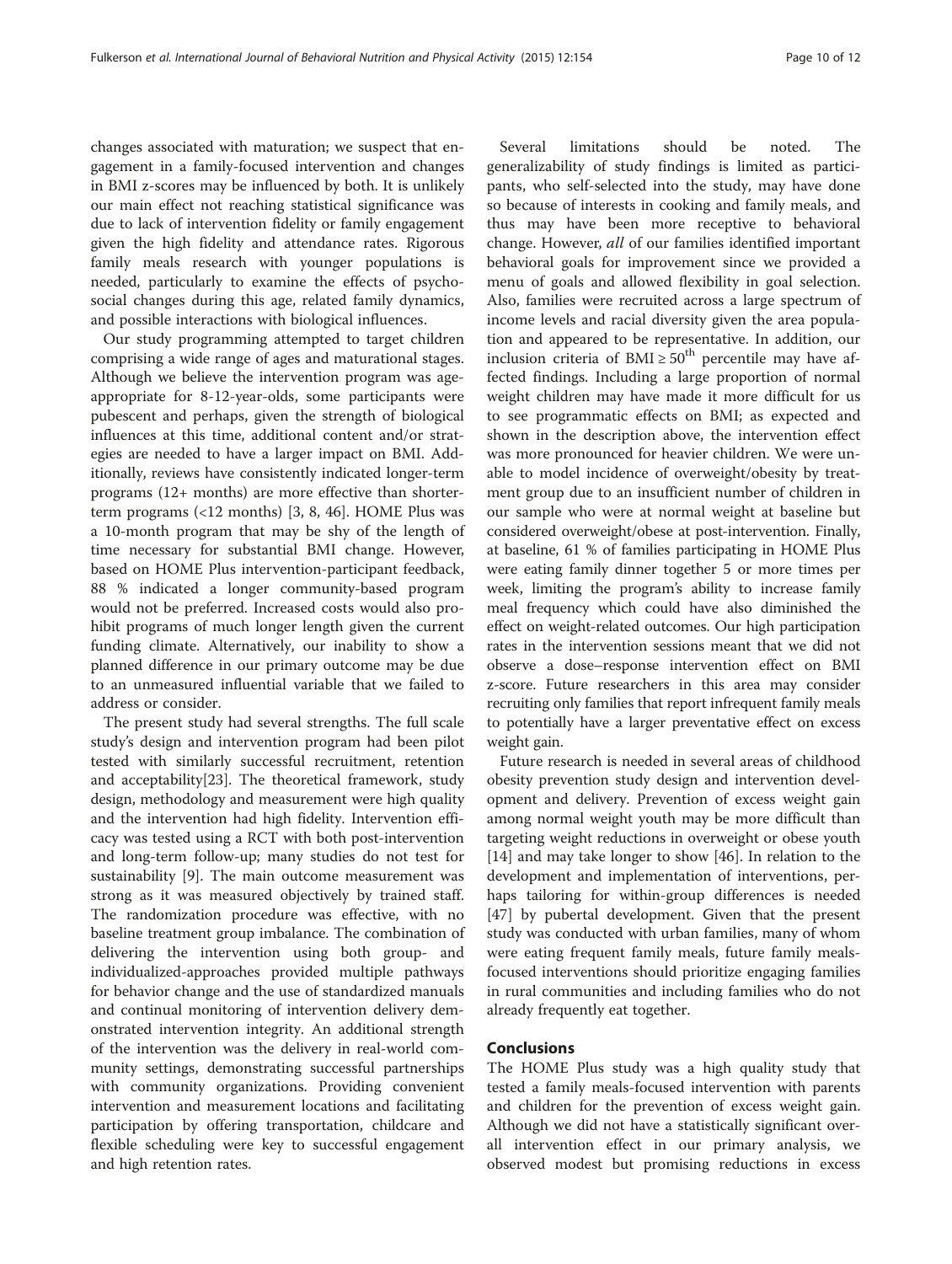changes associated with maturation; we suspect that engagement in a family-focused intervention and changes in BMI z-scores may be influenced by both. It is unlikely our main effect not reaching statistical significance was due to lack of intervention fidelity or family engagement given the high fidelity and attendance rates. Rigorous family meals research with younger populations is needed, particularly to examine the effects of psychosocial changes during this age, related family dynamics, and possible interactions with biological influences.

Our study programming attempted to target children comprising a wide range of ages and maturational stages. Although we believe the intervention program was age-appropriate for 8-12-year-olds, some participants were pubescent and perhaps, given the strength of biological influences at this time, additional content and/or strategies are needed to have a larger impact on BMI. Additionally, reviews have consistently indicated longer-term programs (12+ months) are more effective than shorter-term programs (<12 months) [3, 8, 46]. HOME Plus was a 10-month program that may be shy of the length of time necessary for substantial BMI change. However, based on HOME Plus intervention-participant feedback, 88 % indicated a longer community-based program would not be preferred. Increased costs would also prohibit programs of much longer length given the current funding climate. Alternatively, our inability to show a planned difference in our primary outcome may be due to an unmeasured influential variable that we failed to address or consider.

The present study had several strengths. The full scale study's design and intervention program had been pilot tested with similarly successful recruitment, retention and acceptability[23]. The theoretical framework, study design, methodology and measurement were high quality and the intervention had high fidelity. Intervention efficacy was tested using a RCT with both post-intervention and long-term follow-up; many studies do not test for sustainability [9]. The main outcome measurement was strong as it was measured objectively by trained staff. The randomization procedure was effective, with no baseline treatment group imbalance. The combination of delivering the intervention using both group- and individualized-approaches provided multiple pathways for behavior change and the use of standardized manuals and continual monitoring of intervention delivery demonstrated intervention integrity. An additional strength of the intervention was the delivery in real-world community settings, demonstrating successful partnerships with community organizations. Providing convenient intervention and measurement locations and facilitating participation by offering transportation, childcare and flexible scheduling were key to successful engagement and high retention rates.

Several limitations should be noted. The generalizability of study findings is limited as participants, who self-selected into the study, may have done so because of interests in cooking and family meals, and thus may have been more receptive to behavioral change. However, *all* of our families identified important behavioral goals for improvement since we provided a menu of goals and allowed flexibility in goal selection. Also, families were recruited across a large spectrum of income levels and racial diversity given the area population and appeared to be representative. In addition, our inclusion criteria of $BMI \geq 50^{th}$ percentile may have affected findings. Including a large proportion of normal weight children may have made it more difficult for us to see programmatic effects on BMI; as expected and shown in the description above, the intervention effect was more pronounced for heavier children. We were unable to model incidence of overweight/obesity by treatment group due to an insufficient number of children in our sample who were at normal weight at baseline but considered overweight/obese at post-intervention. Finally, at baseline, 61 % of families participating in HOME Plus were eating family dinner together 5 or more times per week, limiting the program's ability to increase family meal frequency which could have also diminished the effect on weight-related outcomes. Our high participation rates in the intervention sessions meant that we did not observe a dose–response intervention effect on BMI z-score. Future researchers in this area may consider recruiting only families that report infrequent family meals to potentially have a larger preventative effect on excess weight gain.

Future research is needed in several areas of childhood obesity prevention study design and intervention development and delivery. Prevention of excess weight gain among normal weight youth may be more difficult than targeting weight reductions in overweight or obese youth [14] and may take longer to show [46]. In relation to the development and implementation of interventions, perhaps tailoring for within-group differences is needed [47] by pubertal development. Given that the present study was conducted with urban families, many of whom were eating frequent family meals, future family meals-focused interventions should prioritize engaging families in rural communities and including families who do not already frequently eat together.

## Conclusions

The HOME Plus study was a high quality study that tested a family meals-focused intervention with parents and children for the prevention of excess weight gain. Although we did not have a statistically significant overall intervention effect in our primary analysis, we observed modest but promising reductions in excess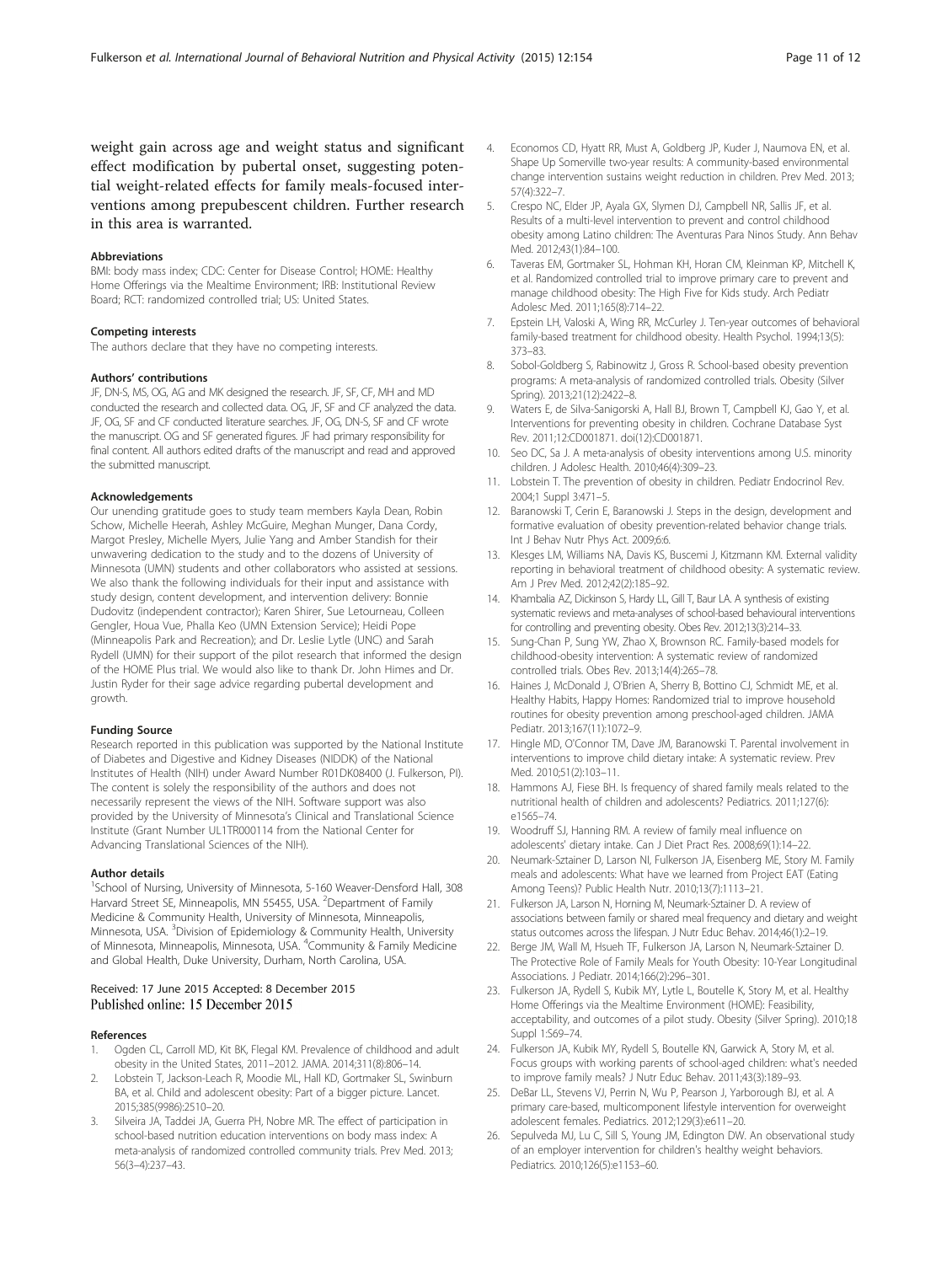weight gain across age and weight status and significant effect modification by pubertal onset, suggesting potential weight-related effects for family meals-focused interventions among prepubescent children. Further research in this area is warranted.

#### Abbreviations

BMI: body mass index; CDC: Center for Disease Control; HOME: Healthy Home Offerings via the Mealtime Environment; IRB: Institutional Review Board; RCT: randomized controlled trial; US: United States.

#### Competing interests

The authors declare that they have no competing interests.

#### Authors' contributions

JF, DN-S, MS, OG, AG and MK designed the research. JF, SF, CF, MH and MD conducted the research and collected data. OG, JF, SF and CF analyzed the data. JF, OG, SF and CF conducted literature searches. JF, OG, DN-S, SF and CF wrote the manuscript. OG and SF generated figures. JF had primary responsibility for final content. All authors edited drafts of the manuscript and read and approved the submitted manuscript.

#### Acknowledgements

Our unending gratitude goes to study team members Kayla Dean, Robin Schow, Michelle Heerah, Ashley McGuire, Meghan Munger, Dana Cordy, Margot Presley, Michelle Myers, Julie Yang and Amber Standish for their unwavering dedication to the study and to the dozens of University of Minnesota (UMN) students and other collaborators who assisted at sessions. We also thank the following individuals for their input and assistance with study design, content development, and intervention delivery: Bonnie Dudovitz (independent contractor); Karen Shirer, Sue Letourneau, Colleen Gengler, Houa Vue, Phalla Keo (UMN Extension Service); Heidi Pope (Minneapolis Park and Recreation); and Dr. Leslie Lytle (UNC) and Sarah Rydell (UMN) for their support of the pilot research that informed the design of the HOME Plus trial. We would also like to thank Dr. John Himes and Dr. Justin Ryder for their sage advice regarding pubertal development and growth.

#### Funding Source

Research reported in this publication was supported by the National Institute of Diabetes and Digestive and Kidney Diseases (NIDDK) of the National Institutes of Health (NIH) under Award Number R01DK08400 (J. Fulkerson, PI). The content is solely the responsibility of the authors and does not necessarily represent the views of the NIH. Software support was also provided by the University of Minnesota's Clinical and Translational Science Institute (Grant Number UL1TR000114 from the National Center for Advancing Translational Sciences of the NIH).

#### Author details

[1]School of Nursing, University of Minnesota, 5-160 Weaver-Densford Hall, 308 Harvard Street SE, Minneapolis, MN 55455, USA. [2]Department of Family Medicine & Community Health, University of Minnesota, Minneapolis, Minnesota, USA. [3]Division of Epidemiology & Community Health, University of Minnesota, Minneapolis, Minnesota, USA. [4]Community & Family Medicine and Global Health, Duke University, Durham, North Carolina, USA.

Received: 17 June 2015 Accepted: 8 December 2015
Published online: 15 December 2015

#### References

1. Ogden CL, Carroll MD, Kit BK, Flegal KM. Prevalence of childhood and adult obesity in the United States, 2011–2012. JAMA. 2014;311(8):806–14.
2. Lobstein T, Jackson-Leach R, Moodie ML, Hall KD, Gortmaker SL, Swinburn BA, et al. Child and adolescent obesity: Part of a bigger picture. Lancet. 2015;385(9986):2510–20.
3. Silveira JA, Taddei JA, Guerra PH, Nobre MR. The effect of participation in school-based nutrition education interventions on body mass index: A meta-analysis of randomized controlled community trials. Prev Med. 2013; 56(3–4):237–43.
4. Economos CD, Hyatt RR, Must A, Goldberg JP, Kuder J, Naumova EN, et al. Shape Up Somerville two-year results: A community-based environmental change intervention sustains weight reduction in children. Prev Med. 2013; 57(4):322–7.
5. Crespo NC, Elder JP, Ayala GX, Slymen DJ, Campbell NR, Sallis JF, et al. Results of a multi-level intervention to prevent and control childhood obesity among Latino children: The Aventuras Para Ninos Study. Ann Behav Med. 2012;43(1):84–100.
6. Taveras EM, Gortmaker SL, Hohman KH, Horan CM, Kleinman KP, Mitchell K, et al. Randomized controlled trial to improve primary care to prevent and manage childhood obesity: The High Five for Kids study. Arch Pediatr Adolesc Med. 2011;165(8):714–22.
7. Epstein LH, Valoski A, Wing RR, McCurley J. Ten-year outcomes of behavioral family-based treatment for childhood obesity. Health Psychol. 1994;13(5): 373–83.
8. Sobol-Goldberg S, Rabinowitz J, Gross R. School-based obesity prevention programs: A meta-analysis of randomized controlled trials. Obesity (Silver Spring). 2013;21(12):2422–8.
9. Waters E, de Silva-Sanigorski A, Hall BJ, Brown T, Campbell KJ, Gao Y, et al. Interventions for preventing obesity in children. Cochrane Database Syst Rev. 2011;12:CD001871. doi(12):CD001871.
10. Seo DC, Sa J. A meta-analysis of obesity interventions among U.S. minority children. J Adolesc Health. 2010;46(4):309–23.
11. Lobstein T. The prevention of obesity in children. Pediatr Endocrinol Rev. 2004;1 Suppl 3:471–5.
12. Baranowski T, Cerin E, Baranowski J. Steps in the design, development and formative evaluation of obesity prevention-related behavior change trials. Int J Behav Nutr Phys Act. 2009;6:6.
13. Klesges LM, Williams NA, Davis KS, Buscemi J, Kitzmann KM. External validity reporting in behavioral treatment of childhood obesity: A systematic review. Am J Prev Med. 2012;42(2):185–92.
14. Khambalia AZ, Dickinson S, Hardy LL, Gill T, Baur LA. A synthesis of existing systematic reviews and meta-analyses of school-based behavioural interventions for controlling and preventing obesity. Obes Rev. 2012;13(3):214–33.
15. Sung-Chan P, Sung YW, Zhao X, Brownson RC. Family-based models for childhood-obesity intervention: A systematic review of randomized controlled trials. Obes Rev. 2013;14(4):265–78.
16. Haines J, McDonald J, O'Brien A, Sherry B, Bottino CJ, Schmidt ME, et al. Healthy Habits, Happy Homes: Randomized trial to improve household routines for obesity prevention among preschool-aged children. JAMA Pediatr. 2013;167(11):1072–9.
17. Hingle MD, O'Connor TM, Dave JM, Baranowski T. Parental involvement in interventions to improve child dietary intake: A systematic review. Prev Med. 2010;51(2):103–11.
18. Hammons AJ, Fiese BH. Is frequency of shared family meals related to the nutritional health of children and adolescents? Pediatrics. 2011;127(6): e1565–74.
19. Woodruff SJ, Hanning RM. A review of family meal influence on adolescents' dietary intake. Can J Diet Pract Res. 2008;69(1):14–22.
20. Neumark-Sztainer D, Larson NI, Fulkerson JA, Eisenberg ME, Story M. Family meals and adolescents: What have we learned from Project EAT (Eating Among Teens)? Public Health Nutr. 2010;13(7):1113–21.
21. Fulkerson JA, Larson N, Horning M, Neumark-Sztainer D. A review of associations between family or shared meal frequency and dietary and weight status outcomes across the lifespan. J Nutr Educ Behav. 2014;46(1):2–19.
22. Berge JM, Wall M, Hsueh TF, Fulkerson JA, Larson N, Neumark-Sztainer D. The Protective Role of Family Meals for Youth Obesity: 10-Year Longitudinal Associations. J Pediatr. 2014;166(2):296–301.
23. Fulkerson JA, Rydell S, Kubik MY, Lytle L, Boutelle K, Story M, et al. Healthy Home Offerings via the Mealtime Environment (HOME): Feasibility, acceptability, and outcomes of a pilot study. Obesity (Silver Spring). 2010;18 Suppl 1:S69–74.
24. Fulkerson JA, Kubik MY, Rydell S, Boutelle KN, Garwick A, Story M, et al. Focus groups with working parents of school-aged children: what's needed to improve family meals? J Nutr Educ Behav. 2011;43(3):189–93.
25. DeBar LL, Stevens VJ, Perrin N, Wu P, Pearson J, Yarborough BJ, et al. A primary care-based, multicomponent lifestyle intervention for overweight adolescent females. Pediatrics. 2012;129(3):e611–20.
26. Sepulveda MJ, Lu C, Sill S, Young JM, Edington DW. An observational study of an employer intervention for children's healthy weight behaviors. Pediatrics. 2010;126(5):e1153–60.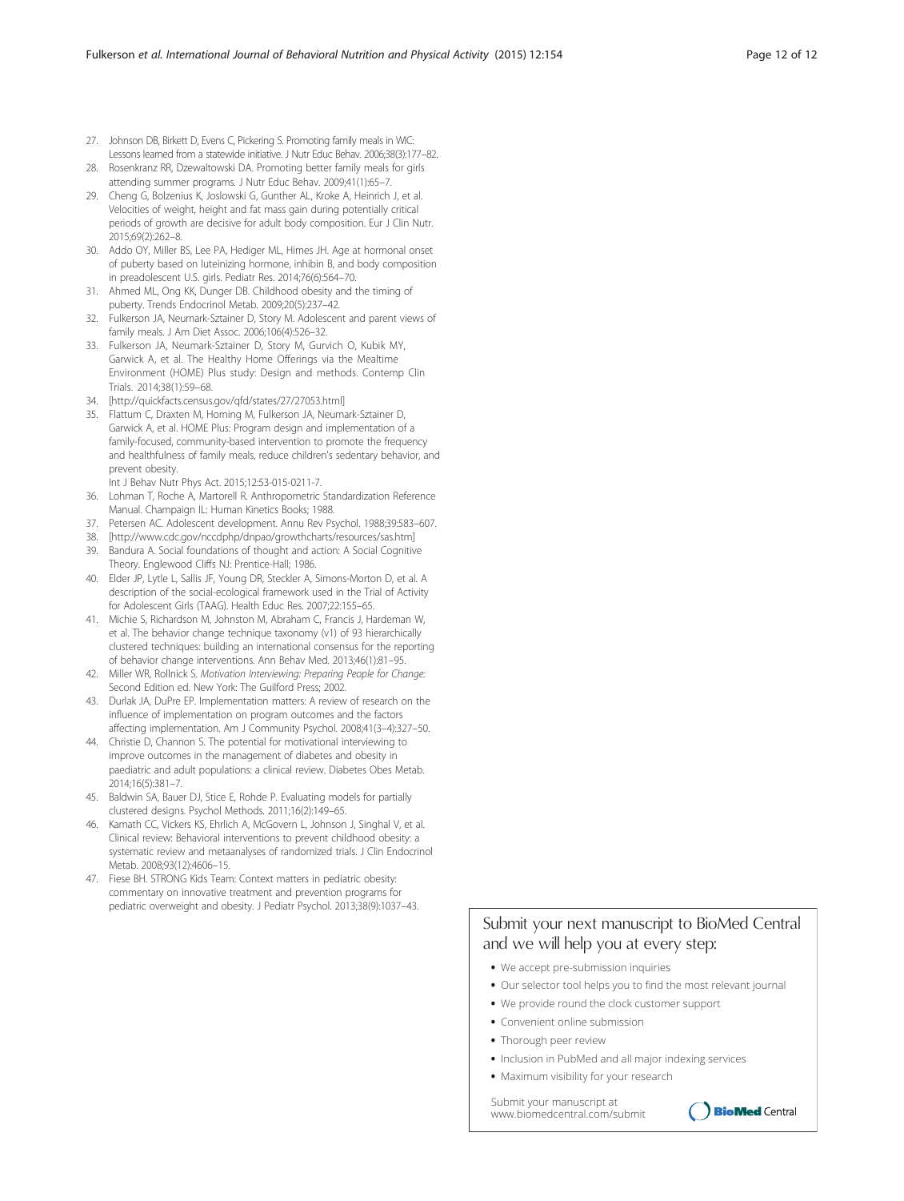27. Johnson DB, Birkett D, Evens C, Pickering S. Promoting family meals in WIC: Lessons learned from a statewide initiative. J Nutr Educ Behav. 2006;38(3):177–82.
28. Rosenkranz RR, Dzewaltowski DA. Promoting better family meals for girls attending summer programs. J Nutr Educ Behav. 2009;41(1):65–7.
29. Cheng G, Bolzenius K, Joslowski G, Gunther AL, Kroke A, Heinrich J, et al. Velocities of weight, height and fat mass gain during potentially critical periods of growth are decisive for adult body composition. Eur J Clin Nutr. 2015;69(2):262–8.
30. Addo OY, Miller BS, Lee PA, Hediger ML, Himes JH. Age at hormonal onset of puberty based on luteinizing hormone, inhibin B, and body composition in preadolescent U.S. girls. Pediatr Res. 2014;76(6):564–70.
31. Ahmed ML, Ong KK, Dunger DB. Childhood obesity and the timing of puberty. Trends Endocrinol Metab. 2009;20(5):237–42.
32. Fulkerson JA, Neumark-Sztainer D, Story M. Adolescent and parent views of family meals. J Am Diet Assoc. 2006;106(4):526–32.
33. Fulkerson JA, Neumark-Sztainer D, Story M, Gurvich O, Kubik MY, Garwick A, et al. The Healthy Home Offerings via the Mealtime Environment (HOME) Plus study: Design and methods. Contemp Clin Trials. 2014;38(1):59–68.
34. [http://quickfacts.census.gov/qfd/states/27/27053.html]
35. Flattum C, Draxten M, Horning M, Fulkerson JA, Neumark-Sztainer D, Garwick A, et al. HOME Plus: Program design and implementation of a family-focused, community-based intervention to promote the frequency and healthfulness of family meals, reduce children's sedentary behavior, and prevent obesity. Int J Behav Nutr Phys Act. 2015;12:53-015-0211-7.
36. Lohman T, Roche A, Martorell R. Anthropometric Standardization Reference Manual. Champaign IL: Human Kinetics Books; 1988.
37. Petersen AC. Adolescent development. Annu Rev Psychol. 1988;39:583–607.
38. [http://www.cdc.gov/nccdphp/dnpao/growthcharts/resources/sas.htm]
39. Bandura A. Social foundations of thought and action: A Social Cognitive Theory. Englewood Cliffs NJ: Prentice-Hall; 1986.
40. Elder JP, Lytle L, Sallis JF, Young DR, Steckler A, Simons-Morton D, et al. A description of the social-ecological framework used in the Trial of Activity for Adolescent Girls (TAAG). Health Educ Res. 2007;22:155–65.
41. Michie S, Richardson M, Johnston M, Abraham C, Francis J, Hardeman W, et al. The behavior change technique taxonomy (v1) of 93 hierarchically clustered techniques: building an international consensus for the reporting of behavior change interventions. Ann Behav Med. 2013;46(1):81–95.
42. Miller WR, Rollnick S. *Motivation Interviewing: Preparing People for Change:* Second Edition ed. New York: The Guilford Press; 2002.
43. Durlak JA, DuPre EP. Implementation matters: A review of research on the influence of implementation on program outcomes and the factors affecting implementation. Am J Community Psychol. 2008;41(3–4):327–50.
44. Christie D, Channon S. The potential for motivational interviewing to improve outcomes in the management of diabetes and obesity in paediatric and adult populations: a clinical review. Diabetes Obes Metab. 2014;16(5):381–7.
45. Baldwin SA, Bauer DJ, Stice E, Rohde P. Evaluating models for partially clustered designs. Psychol Methods. 2011;16(2):149–65.
46. Kamath CC, Vickers KS, Ehrlich A, McGovern L, Johnson J, Singhal V, et al. Clinical review: Behavioral interventions to prevent childhood obesity: a systematic review and metaanalyses of randomized trials. J Clin Endocrinol Metab. 2008;93(12):4606–15.
47. Fiese BH. STRONG Kids Team: Context matters in pediatric obesity: commentary on innovative treatment and prevention programs for pediatric overweight and obesity. J Pediatr Psychol. 2013;38(9):1037–43.

Submit your next manuscript to BioMed Central and we will help you at every step:

- We accept pre-submission inquiries
- Our selector tool helps you to find the most relevant journal
- We provide round the clock customer support
- Convenient online submission
- Thorough peer review
- Inclusion in PubMed and all major indexing services
- Maximum visibility for your research

Submit your manuscript at www.biomedcentral.com/submit

BioMed Central